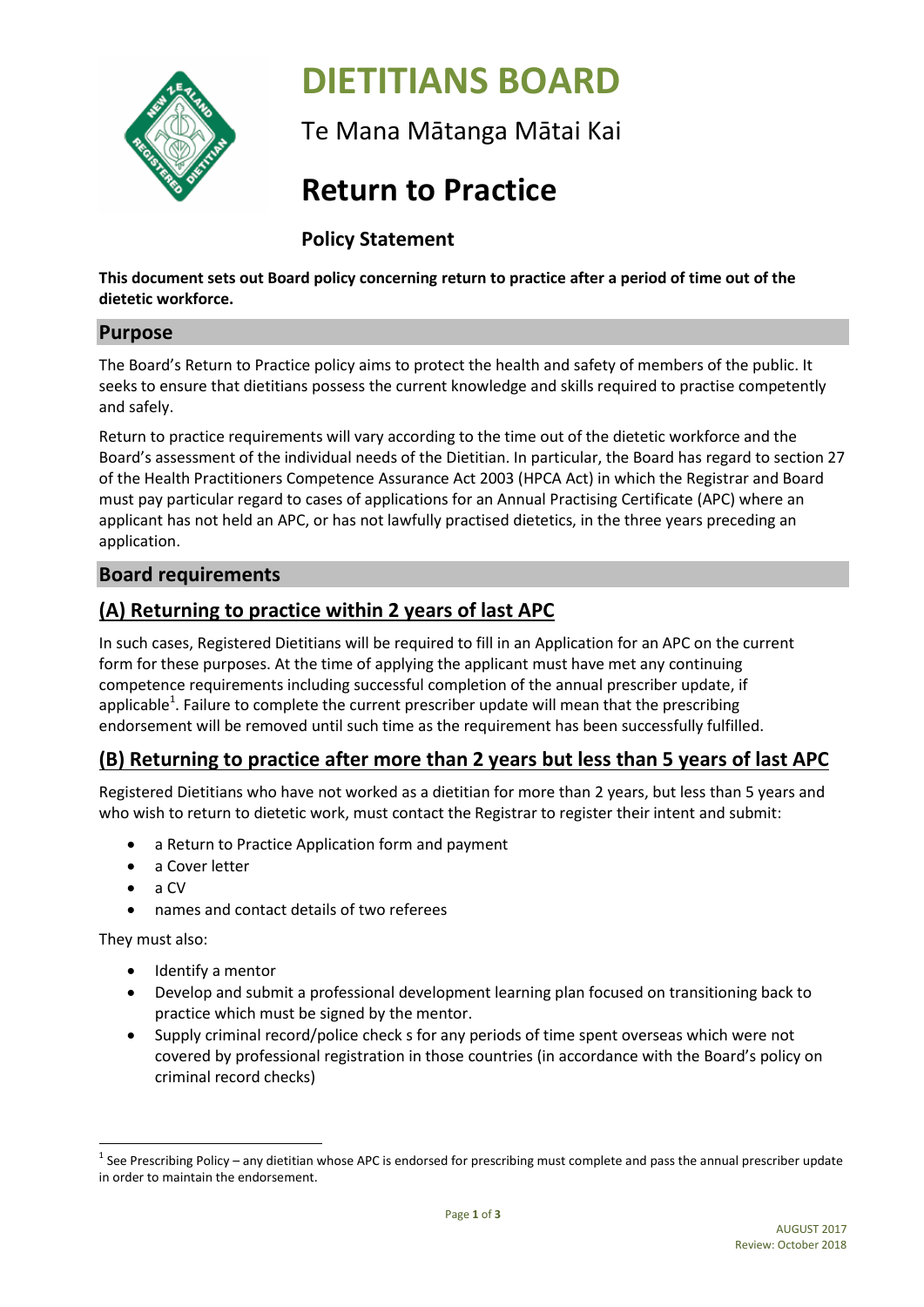# DIETITIANS BOARD

Te Mana Mātanga Mātai Kai

# Return to Practice

### Policy Statement

**This document sets out Board policy concerning return to practice after a period of time out of the dietetic workforce.**

## Purpose

The Board's Return to Practice policy aims to protect the health and safety of members of the public. It seeks to ensure that dietitians possess the current knowledge and skills required to practise competently and safely.

Return to practice requirements will vary according to the time out of the dietetic workforce and the Board's assessment of the individual needs of the Dietitian. In particular, the Board has regard to section 27 of the Health Practitioners Competence Assurance Act 2003 (HPCA Act) in which the Registrar and Board must pay particular regard to cases of applications for an Annual Practising Certificate (APC) where an applicant has not held an APC, or has not lawfully practised dietetics, in the three years preceding an application.

## Board requirements

### (A) Returning to practice within 2 years of last APC

In such cases, Registered Dietitians will be required to fill in an Application for an APC on the current form for these purposes. At the time of applying the applicant must have met any continuing competence requirements including successful completion of the annual prescriber update, if applicable[1]. Failure to complete the current prescriber update will mean that the prescribing endorsement will be removed until such time as the requirement has been successfully fulfilled.

### (B) Returning to practice after more than 2 years but less than 5 years of last APC

Registered Dietitians who have not worked as a dietitian for more than 2 years, but less than 5 years and who wish to return to dietetic work, must contact the Registrar to register their intent and submit:

- a Return to Practice Application form and payment
- a Cover letter
- a CV
- names and contact details of two referees

They must also:

- Identify a mentor
- Develop and submit a professional development learning plan focused on transitioning back to practice which must be signed by the mentor.
- Supply criminal record/police check s for any periods of time spent overseas which were not covered by professional registration in those countries (in accordance with the Board's policy on criminal record checks)

[1] See Prescribing Policy – any dietitian whose APC is endorsed for prescribing must complete and pass the annual prescriber update in order to maintain the endorsement.

AUGUST 2017
Review: October 2018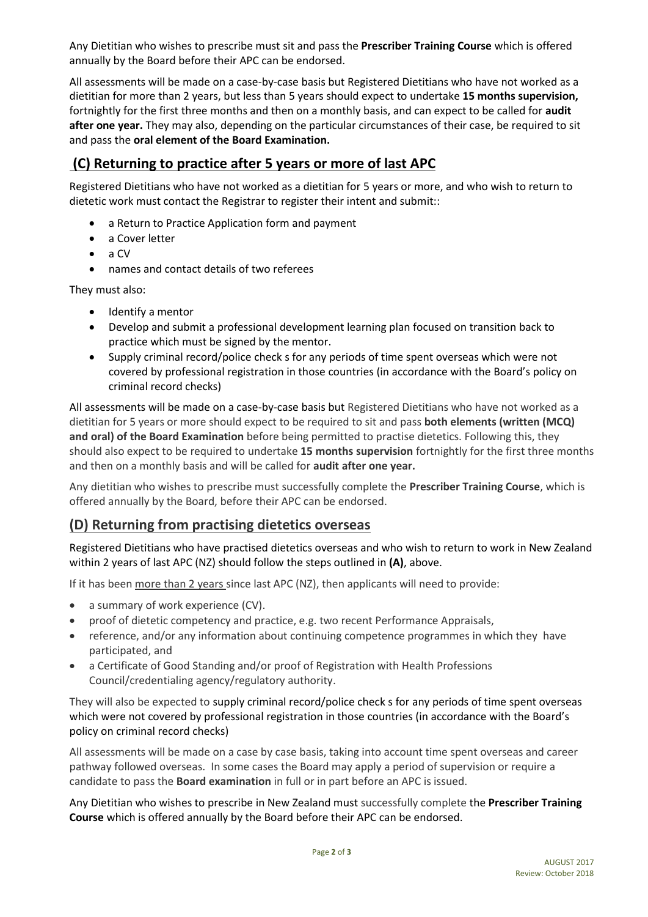Any Dietitian who wishes to prescribe must sit and pass the **Prescriber Training Course** which is offered annually by the Board before their APC can be endorsed.

All assessments will be made on a case-by-case basis but Registered Dietitians who have not worked as a dietitian for more than 2 years, but less than 5 years should expect to undertake **15 months supervision,** fortnightly for the first three months and then on a monthly basis, and can expect to be called for **audit after one year.** They may also, depending on the particular circumstances of their case, be required to sit and pass the **oral element of the Board Examination.**

## (C) Returning to practice after 5 years or more of last APC

Registered Dietitians who have not worked as a dietitian for 5 years or more, and who wish to return to dietetic work must contact the Registrar to register their intent and submit::

- a Return to Practice Application form and payment
- a Cover letter
- a CV
- names and contact details of two referees

They must also:

- Identify a mentor
- Develop and submit a professional development learning plan focused on transition back to practice which must be signed by the mentor.
- Supply criminal record/police check s for any periods of time spent overseas which were not covered by professional registration in those countries (in accordance with the Board's policy on criminal record checks)

All assessments will be made on a case-by-case basis but Registered Dietitians who have not worked as a dietitian for 5 years or more should expect to be required to sit and pass **both elements (written (MCQ) and oral) of the Board Examination** before being permitted to practise dietetics. Following this, they should also expect to be required to undertake **15 months supervision** fortnightly for the first three months and then on a monthly basis and will be called for **audit after one year.**

Any dietitian who wishes to prescribe must successfully complete the **Prescriber Training Course**, which is offered annually by the Board, before their APC can be endorsed.

## (D) Returning from practising dietetics overseas

Registered Dietitians who have practised dietetics overseas and who wish to return to work in New Zealand within 2 years of last APC (NZ) should follow the steps outlined in **(A)**, above.

If it has been more than 2 years since last APC (NZ), then applicants will need to provide:

- a summary of work experience (CV).
- proof of dietetic competency and practice, e.g. two recent Performance Appraisals,
- reference, and/or any information about continuing competence programmes in which they have participated, and
- a Certificate of Good Standing and/or proof of Registration with Health Professions Council/credentialing agency/regulatory authority.

They will also be expected to supply criminal record/police check s for any periods of time spent overseas which were not covered by professional registration in those countries (in accordance with the Board's policy on criminal record checks)

All assessments will be made on a case by case basis, taking into account time spent overseas and career pathway followed overseas. In some cases the Board may apply a period of supervision or require a candidate to pass the **Board examination** in full or in part before an APC is issued.

Any Dietitian who wishes to prescribe in New Zealand must successfully complete the **Prescriber Training Course** which is offered annually by the Board before their APC can be endorsed.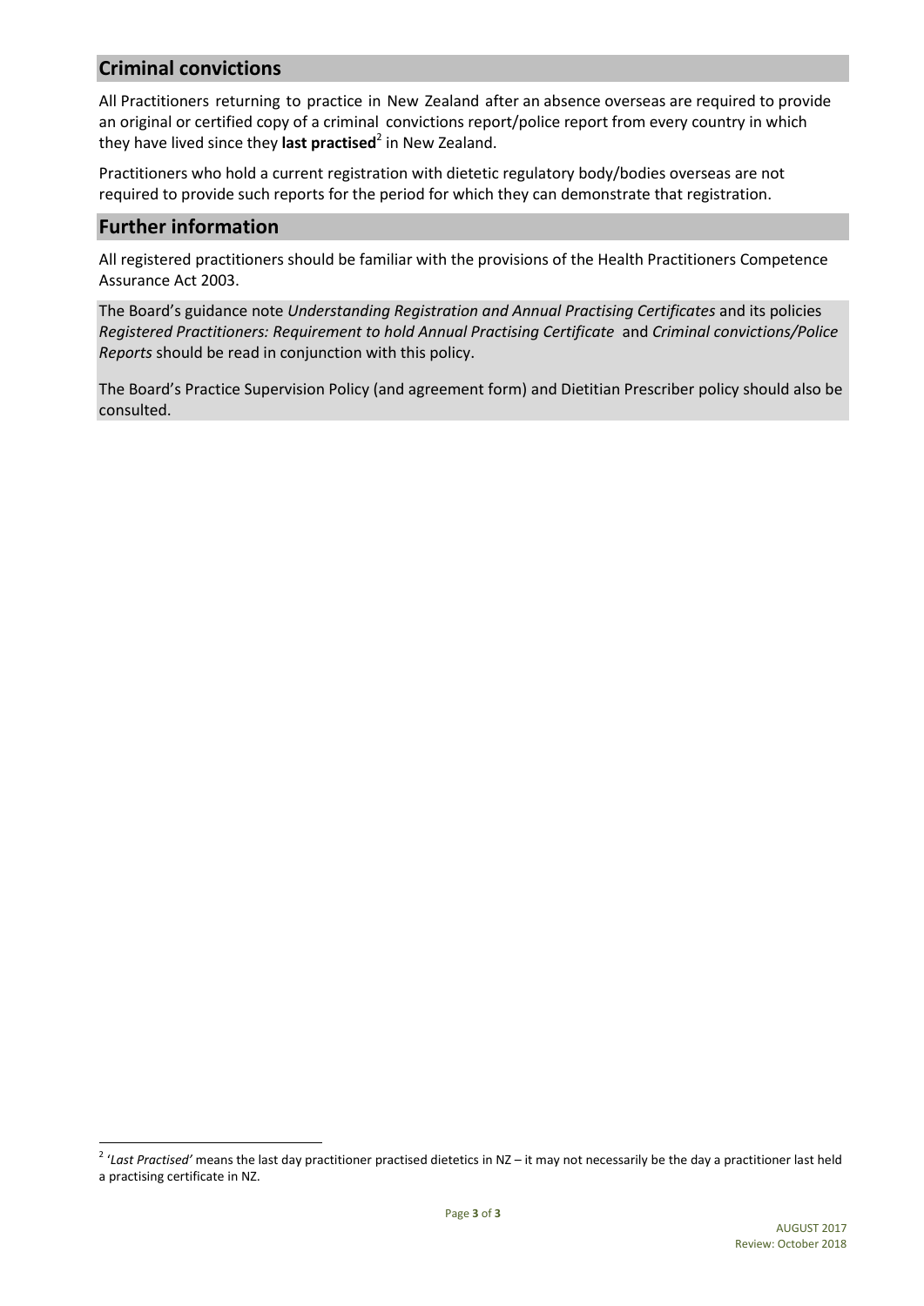## Criminal convictions

All Practitioners returning to practice in New Zealand after an absence overseas are required to provide an original or certified copy of a criminal convictions report/police report from every country in which they have lived since they **last practised**[2] in New Zealand.

Practitioners who hold a current registration with dietetic regulatory body/bodies overseas are not required to provide such reports for the period for which they can demonstrate that registration.

## Further information

All registered practitioners should be familiar with the provisions of the Health Practitioners Competence Assurance Act 2003.

The Board's guidance note *Understanding Registration and Annual Practising Certificates* and its policies *Registered Practitioners: Requirement to hold Annual Practising Certificate* and *Criminal convictions/Police Reports* should be read in conjunction with this policy.

The Board's Practice Supervision Policy (and agreement form) and Dietitian Prescriber policy should also be consulted.

[2] '*Last Practised'* means the last day practitioner practised dietetics in NZ – it may not necessarily be the day a practitioner last held a practising certificate in NZ.

AUGUST 2017
Review: October 2018